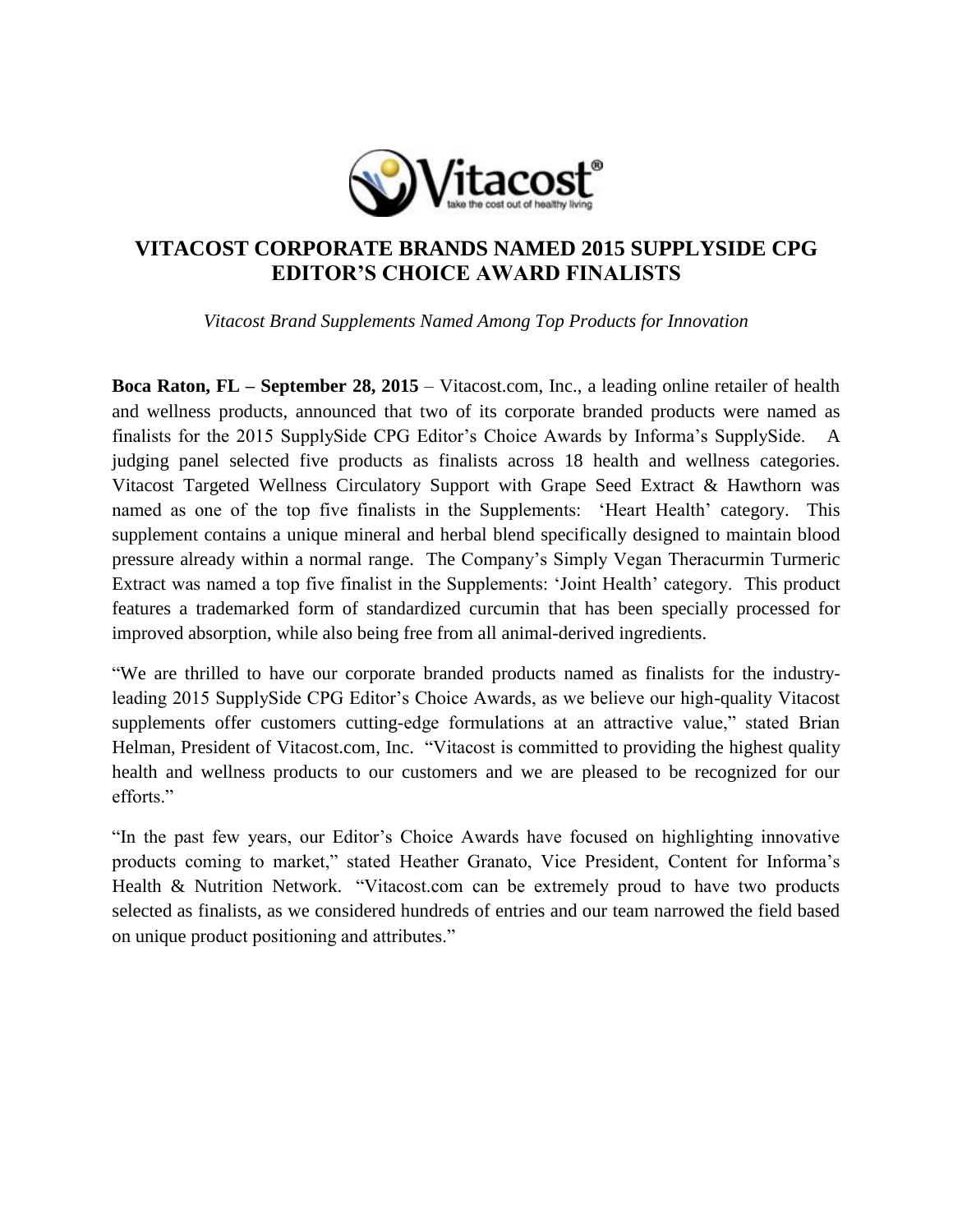# VITACOST CORPORATE BRANDS NAMED 2015 SUPPLYSIDE CPG EDITOR'S CHOICE AWARD FINALISTS

*Vitacost Brand Supplements Named Among Top Products for Innovation*

**Boca Raton, FL – September 28, 2015** – Vitacost.com, Inc., a leading online retailer of health and wellness products, announced that two of its corporate branded products were named as finalists for the 2015 SupplySide CPG Editor's Choice Awards by Informa's SupplySide. A judging panel selected five products as finalists across 18 health and wellness categories. Vitacost Targeted Wellness Circulatory Support with Grape Seed Extract & Hawthorn was named as one of the top five finalists in the Supplements: 'Heart Health' category. This supplement contains a unique mineral and herbal blend specifically designed to maintain blood pressure already within a normal range. The Company's Simply Vegan Theracurmin Turmeric Extract was named a top five finalist in the Supplements: 'Joint Health' category. This product features a trademarked form of standardized curcumin that has been specially processed for improved absorption, while also being free from all animal-derived ingredients.

"We are thrilled to have our corporate branded products named as finalists for the industry-leading 2015 SupplySide CPG Editor's Choice Awards, as we believe our high-quality Vitacost supplements offer customers cutting-edge formulations at an attractive value," stated Brian Helman, President of Vitacost.com, Inc. "Vitacost is committed to providing the highest quality health and wellness products to our customers and we are pleased to be recognized for our efforts."

"In the past few years, our Editor's Choice Awards have focused on highlighting innovative products coming to market," stated Heather Granato, Vice President, Content for Informa's Health & Nutrition Network. "Vitacost.com can be extremely proud to have two products selected as finalists, as we considered hundreds of entries and our team narrowed the field based on unique product positioning and attributes."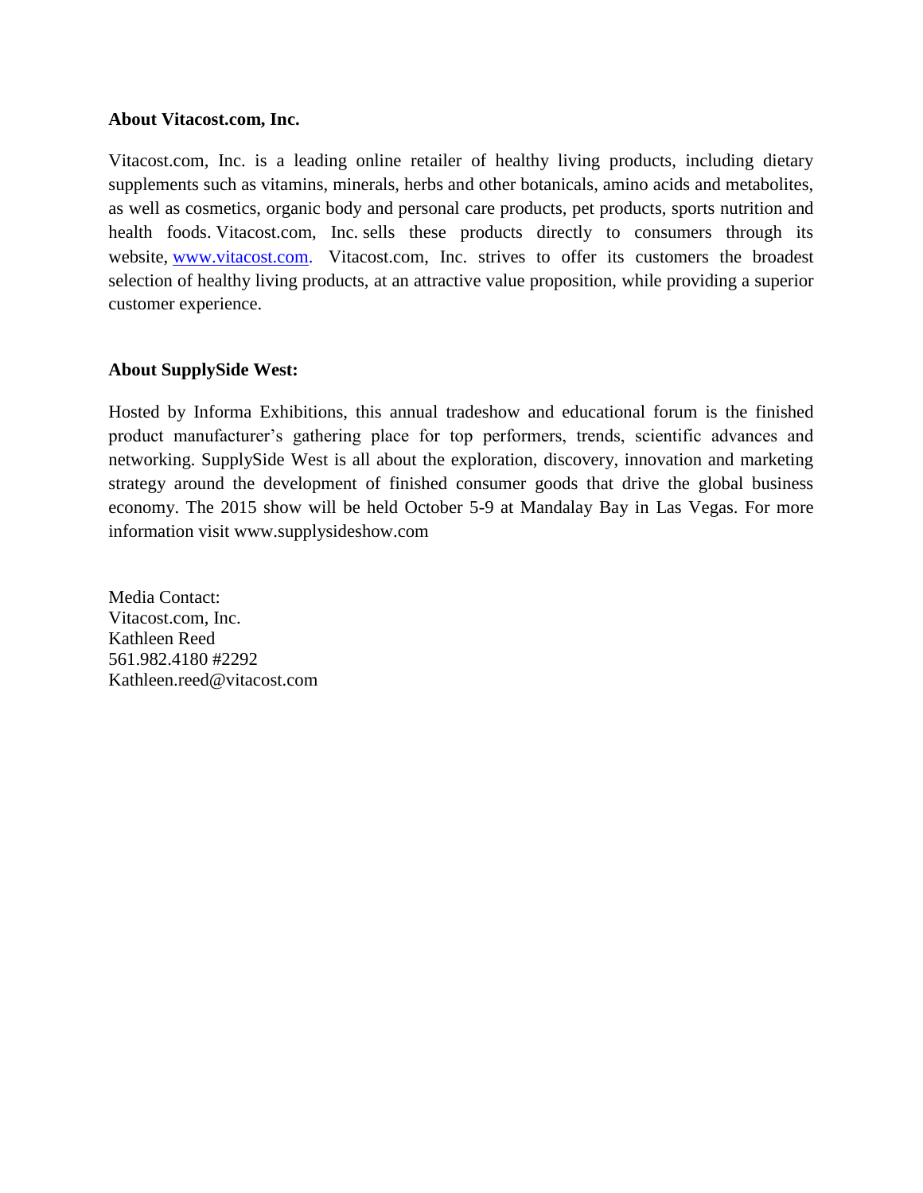**About Vitacost.com, Inc.**

Vitacost.com, Inc. is a leading online retailer of healthy living products, including dietary supplements such as vitamins, minerals, herbs and other botanicals, amino acids and metabolites, as well as cosmetics, organic body and personal care products, pet products, sports nutrition and health foods. Vitacost.com, Inc. sells these products directly to consumers through its website, [www.vitacost.com](http://www.vitacost.com). Vitacost.com, Inc. strives to offer its customers the broadest selection of healthy living products, at an attractive value proposition, while providing a superior customer experience.

**About SupplySide West:**

Hosted by Informa Exhibitions, this annual tradeshow and educational forum is the finished product manufacturer's gathering place for top performers, trends, scientific advances and networking. SupplySide West is all about the exploration, discovery, innovation and marketing strategy around the development of finished consumer goods that drive the global business economy. The 2015 show will be held October 5-9 at Mandalay Bay in Las Vegas. For more information visit www.supplysideshow.com

Media Contact:
Vitacost.com, Inc.
Kathleen Reed
561.982.4180 #2292
Kathleen.reed@vitacost.com